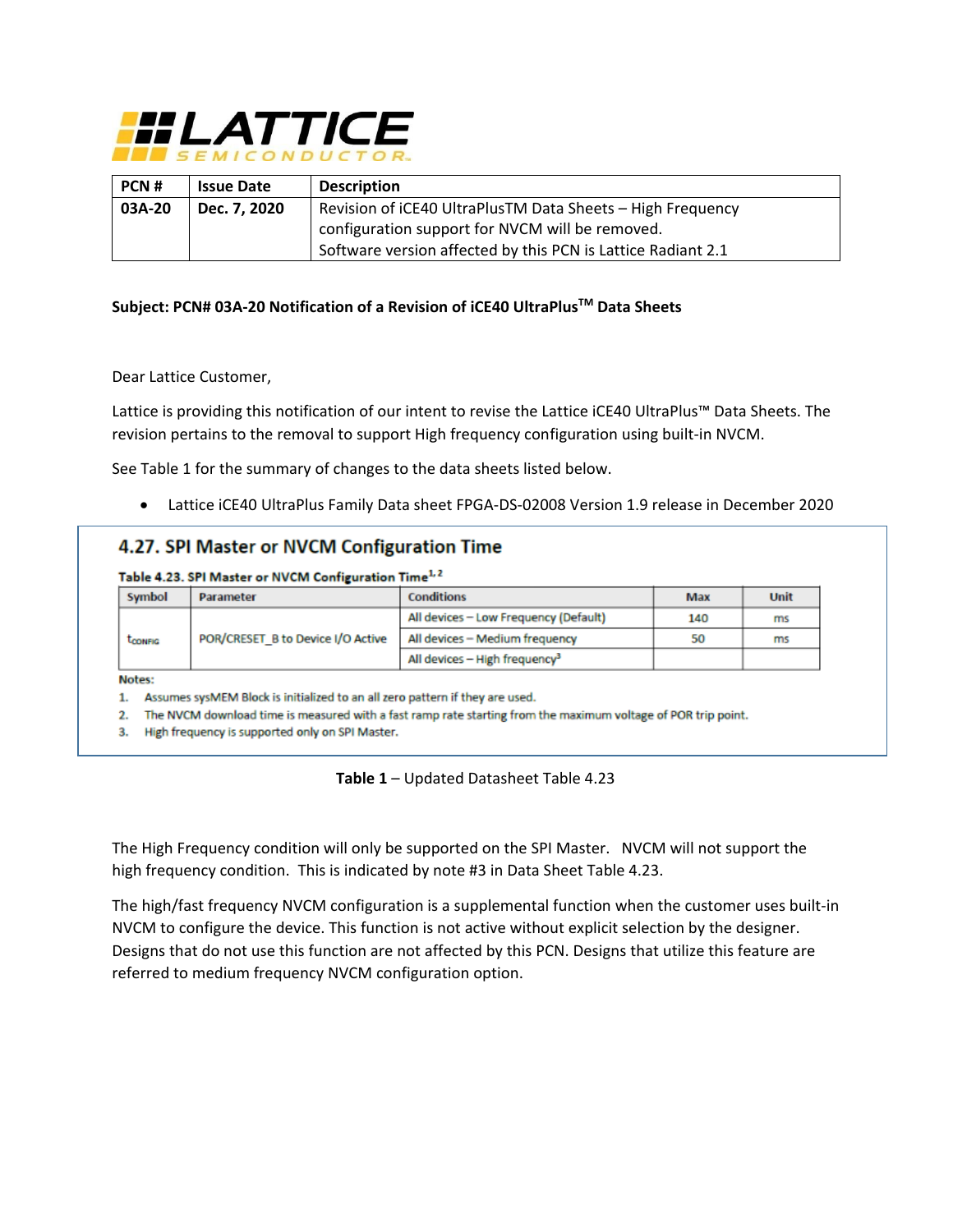LATTICE SEMICONDUCTOR

| PCN # | Issue Date | Description |
| --- | --- | --- |
| 03A-20 | Dec. 7, 2020 | Revision of iCE40 UltraPlusTM Data Sheets – High Frequency configuration support for NVCM will be removed. Software version affected by this PCN is Lattice Radiant 2.1 |

**Subject: PCN# 03A-20 Notification of a Revision of iCE40 UltraPlus™ Data Sheets**

Dear Lattice Customer,

Lattice is providing this notification of our intent to revise the Lattice iCE40 UltraPlus™ Data Sheets. The revision pertains to the removal to support High frequency configuration using built-in NVCM.

See Table 1 for the summary of changes to the data sheets listed below.

- Lattice iCE40 UltraPlus Family Data sheet FPGA-DS-02008 Version 1.9 release in December 2020

## 4.27. SPI Master or NVCM Configuration Time

**Table 4.23. SPI Master or NVCM Configuration Time[1, 2]**

| Symbol | Parameter | Conditions | Max | Unit |
| --- | --- | --- | --- | --- |
| $t_{CONFIG}$ | POR/CRESET_B to Device I/O Active | All devices – Low Frequency (Default) | 140 | ms |
| | | All devices – Medium frequency | 50 | ms |
| | | All devices – High frequency[3] | | |

Notes:

1. Assumes sysMEM Block is initialized to an all zero pattern if they are used.
2. The NVCM download time is measured with a fast ramp rate starting from the maximum voltage of POR trip point.
3. High frequency is supported only on SPI Master.

**Table 1** – Updated Datasheet Table 4.23

The High Frequency condition will only be supported on the SPI Master. NVCM will not support the high frequency condition. This is indicated by note #3 in Data Sheet Table 4.23.

The high/fast frequency NVCM configuration is a supplemental function when the customer uses built-in NVCM to configure the device. This function is not active without explicit selection by the designer. Designs that do not use this function are not affected by this PCN. Designs that utilize this feature are referred to medium frequency NVCM configuration option.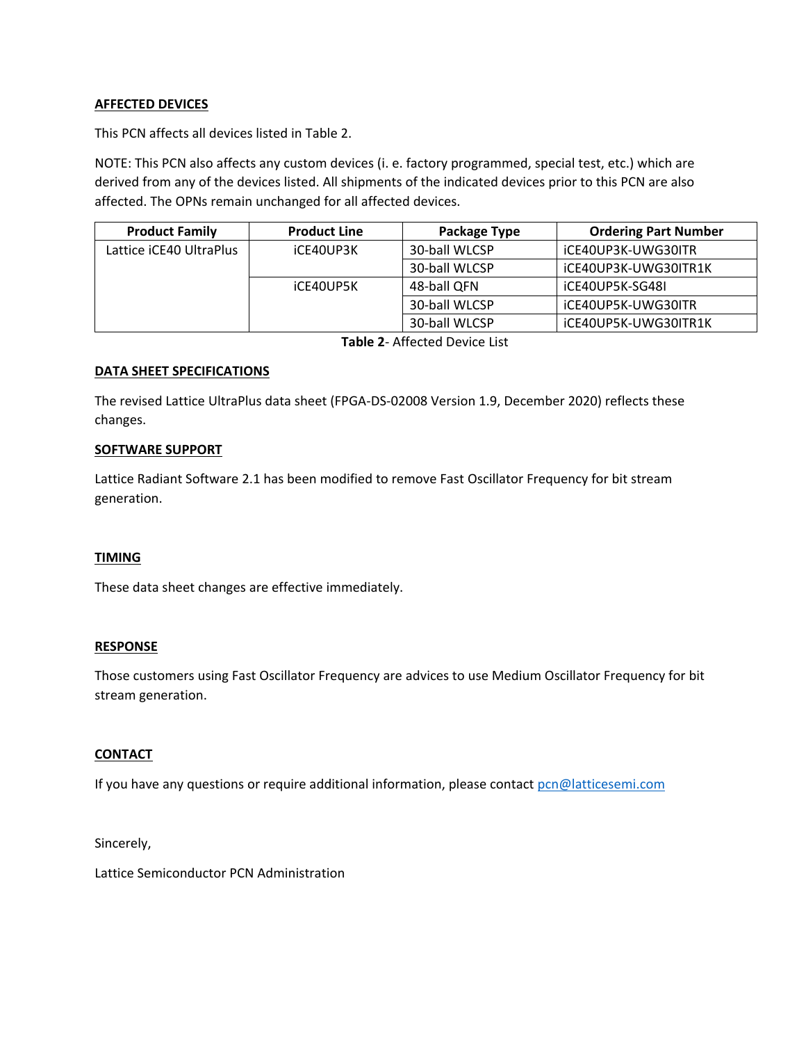**AFFECTED DEVICES**

This PCN affects all devices listed in Table 2.

NOTE: This PCN also affects any custom devices (i. e. factory programmed, special test, etc.) which are derived from any of the devices listed. All shipments of the indicated devices prior to this PCN are also affected. The OPNs remain unchanged for all affected devices.

| Product Family | Product Line | Package Type | Ordering Part Number |
|---|---|---|---|
| Lattice iCE40 UltraPlus | iCE40UP3K | 30-ball WLCSP | iCE40UP3K-UWG30ITR |
| | | 30-ball WLCSP | iCE40UP3K-UWG30ITR1K |
| | iCE40UP5K | 48-ball QFN | iCE40UP5K-SG48I |
| | | 30-ball WLCSP | iCE40UP5K-UWG30ITR |
| | | 30-ball WLCSP | iCE40UP5K-UWG30ITR1K |

**Table 2**- Affected Device List

**DATA SHEET SPECIFICATIONS**

The revised Lattice UltraPlus data sheet (FPGA-DS-02008 Version 1.9, December 2020) reflects these changes.

**SOFTWARE SUPPORT**

Lattice Radiant Software 2.1 has been modified to remove Fast Oscillator Frequency for bit stream generation.

**TIMING**

These data sheet changes are effective immediately.

**RESPONSE**

Those customers using Fast Oscillator Frequency are advices to use Medium Oscillator Frequency for bit stream generation.

**CONTACT**

If you have any questions or require additional information, please contact pcn@latticesemi.com

Sincerely,

Lattice Semiconductor PCN Administration